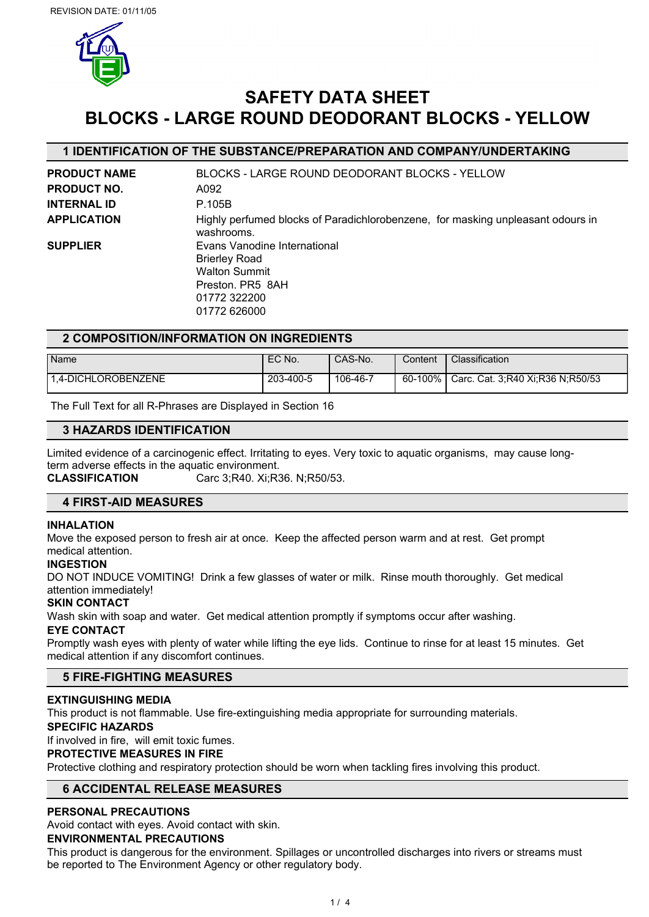REVISION DATE: 01/11/05

# SAFETY DATA SHEET
# BLOCKS - LARGE ROUND DEODORANT BLOCKS - YELLOW

## 1 IDENTIFICATION OF THE SUBSTANCE/PREPARATION AND COMPANY/UNDERTAKING

**PRODUCT NAME** BLOCKS - LARGE ROUND DEODORANT BLOCKS - YELLOW

**PRODUCT NO.** A092

**INTERNAL ID** P.105B

**APPLICATION** Highly perfumed blocks of Paradichlorobenzene, for masking unpleasant odours in washrooms.

**SUPPLIER** Evans Vanodine International
Brierley Road
Walton Summit
Preston. PR5 8AH
01772 322200
01772 626000

## 2 COMPOSITION/INFORMATION ON INGREDIENTS

| Name | EC No. | CAS-No. | Content | Classification |
|---|---|---|---|---|
| 1,4-DICHLOROBENZENE | 203-400-5 | 106-46-7 | 60-100% | Carc. Cat. 3;R40 Xi;R36 N;R50/53 |

The Full Text for all R-Phrases are Displayed in Section 16

## 3 HAZARDS IDENTIFICATION

Limited evidence of a carcinogenic effect. Irritating to eyes. Very toxic to aquatic organisms, may cause long-term adverse effects in the aquatic environment.

**CLASSIFICATION** Carc 3;R40. Xi;R36. N;R50/53.

## 4 FIRST-AID MEASURES

**INHALATION**
Move the exposed person to fresh air at once. Keep the affected person warm and at rest. Get prompt medical attention.

**INGESTION**
DO NOT INDUCE VOMITING! Drink a few glasses of water or milk. Rinse mouth thoroughly. Get medical attention immediately!

**SKIN CONTACT**
Wash skin with soap and water. Get medical attention promptly if symptoms occur after washing.

**EYE CONTACT**
Promptly wash eyes with plenty of water while lifting the eye lids. Continue to rinse for at least 15 minutes. Get medical attention if any discomfort continues.

## 5 FIRE-FIGHTING MEASURES

**EXTINGUISHING MEDIA**
This product is not flammable. Use fire-extinguishing media appropriate for surrounding materials.

**SPECIFIC HAZARDS**
If involved in fire, will emit toxic fumes.

**PROTECTIVE MEASURES IN FIRE**
Protective clothing and respiratory protection should be worn when tackling fires involving this product.

## 6 ACCIDENTAL RELEASE MEASURES

**PERSONAL PRECAUTIONS**
Avoid contact with eyes. Avoid contact with skin.

**ENVIRONMENTAL PRECAUTIONS**
This product is dangerous for the environment. Spillages or uncontrolled discharges into rivers or streams must be reported to The Environment Agency or other regulatory body.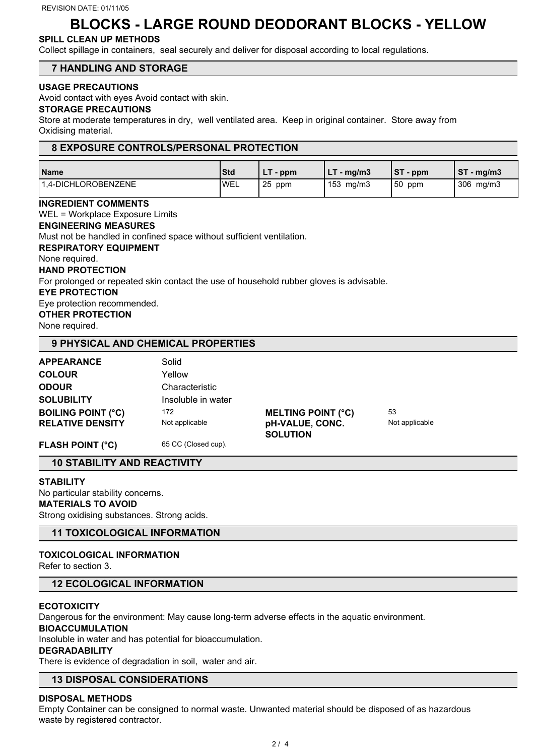# BLOCKS - LARGE ROUND DEODORANT BLOCKS - YELLOW

**SPILL CLEAN UP METHODS**

Collect spillage in containers, seal securely and deliver for disposal according to local regulations.

## 7 HANDLING AND STORAGE

**USAGE PRECAUTIONS**

Avoid contact with eyes Avoid contact with skin.

**STORAGE PRECAUTIONS**

Store at moderate temperatures in dry, well ventilated area. Keep in original container. Store away from Oxidising material.

## 8 EXPOSURE CONTROLS/PERSONAL PROTECTION

| Name | Std | LT - ppm | LT - mg/m3 | ST - ppm | ST - mg/m3 |
|---|---|---|---|---|---|
| 1,4-DICHLOROBENZENE | WEL | 25 ppm | 153 mg/m3 | 50 ppm | 306 mg/m3 |

**INGREDIENT COMMENTS**

WEL = Workplace Exposure Limits

**ENGINEERING MEASURES**

Must not be handled in confined space without sufficient ventilation.

**RESPIRATORY EQUIPMENT**

None required.

**HAND PROTECTION**

For prolonged or repeated skin contact the use of household rubber gloves is advisable.

**EYE PROTECTION**

Eye protection recommended.

**OTHER PROTECTION**

None required.

## 9 PHYSICAL AND CHEMICAL PROPERTIES

| | | | |
|---|---|---|---|
| **APPEARANCE** | Solid | | |
| **COLOUR** | Yellow | | |
| **ODOUR** | Characteristic | | |
| **SOLUBILITY** | Insoluble in water | | |
| **BOILING POINT (°C)** | 172 | **MELTING POINT (°C)** | 53 |
| **RELATIVE DENSITY** | Not applicable | **pH-VALUE, CONC. SOLUTION** | Not applicable |
| **FLASH POINT (°C)** | 65 CC (Closed cup). | | |

## 10 STABILITY AND REACTIVITY

**STABILITY**

No particular stability concerns.

**MATERIALS TO AVOID**

Strong oxidising substances. Strong acids.

## 11 TOXICOLOGICAL INFORMATION

**TOXICOLOGICAL INFORMATION**

Refer to section 3.

## 12 ECOLOGICAL INFORMATION

**ECOTOXICITY**

Dangerous for the environment: May cause long-term adverse effects in the aquatic environment.

**BIOACCUMULATION**

Insoluble in water and has potential for bioaccumulation.

**DEGRADABILITY**

There is evidence of degradation in soil, water and air.

## 13 DISPOSAL CONSIDERATIONS

**DISPOSAL METHODS**

Empty Container can be consigned to normal waste. Unwanted material should be disposed of as hazardous waste by registered contractor.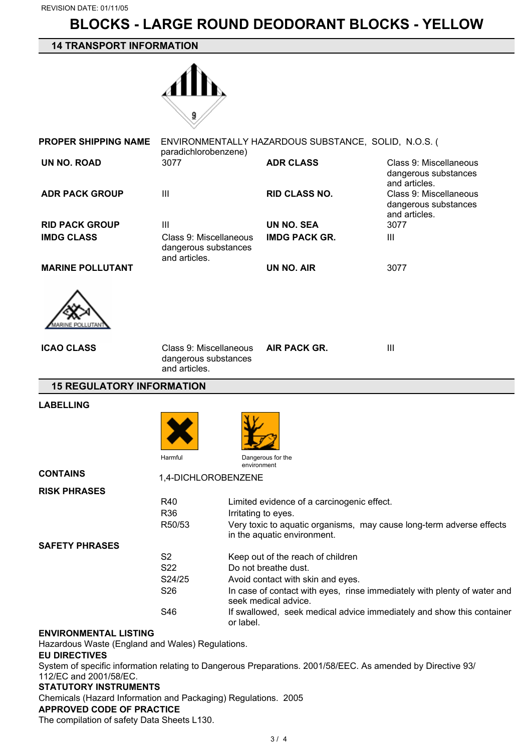REVISION DATE: 01/11/05

# BLOCKS - LARGE ROUND DEODORANT BLOCKS - YELLOW

## 14 TRANSPORT INFORMATION

**PROPER SHIPPING NAME** ENVIRONMENTALLY HAZARDOUS SUBSTANCE, SOLID, N.O.S. ( paradichlorobenzene)

| | | | |
|---|---|---|---|
| **UN NO. ROAD** | 3077 | **ADR CLASS** | Class 9: Miscellaneous dangerous substances and articles. |
| **ADR PACK GROUP** | III | **RID CLASS NO.** | Class 9: Miscellaneous dangerous substances and articles. |
| **RID PACK GROUP** | III | **UN NO. SEA** | 3077 |
| **IMDG CLASS** | Class 9: Miscellaneous dangerous substances and articles. | **IMDG PACK GR.** | III |
| **MARINE POLLUTANT** | | **UN NO. AIR** | 3077 |
| **ICAO CLASS** | Class 9: Miscellaneous dangerous substances and articles. | **AIR PACK GR.** | III |

## 15 REGULATORY INFORMATION

**LABELLING**

Harmful

Dangerous for the environment

**CONTAINS**

1,4-DICHLOROBENZENE

**RISK PHRASES**

| | |
|---|---|
| R40 | Limited evidence of a carcinogenic effect. |
| R36 | Irritating to eyes. |
| R50/53 | Very toxic to aquatic organisms, may cause long-term adverse effects in the aquatic environment. |

**SAFETY PHRASES**

| | |
|---|---|
| S2 | Keep out of the reach of children |
| S22 | Do not breathe dust. |
| S24/25 | Avoid contact with skin and eyes. |
| S26 | In case of contact with eyes, rinse immediately with plenty of water and seek medical advice. |
| S46 | If swallowed, seek medical advice immediately and show this container or label. |

**ENVIRONMENTAL LISTING**

Hazardous Waste (England and Wales) Regulations.

**EU DIRECTIVES**

System of specific information relating to Dangerous Preparations. 2001/58/EEC. As amended by Directive 93/112/EC and 2001/58/EC.

**STATUTORY INSTRUMENTS**

Chemicals (Hazard Information and Packaging) Regulations. 2005

**APPROVED CODE OF PRACTICE**

The compilation of safety Data Sheets L130.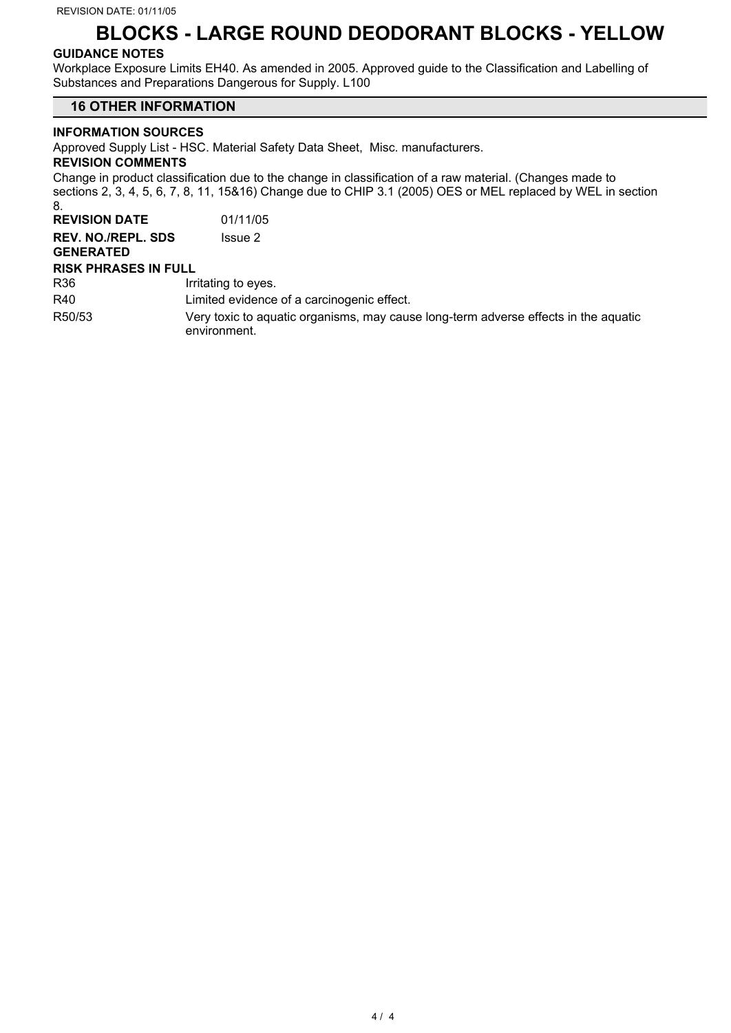# BLOCKS - LARGE ROUND DEODORANT BLOCKS - YELLOW

**GUIDANCE NOTES**

Workplace Exposure Limits EH40. As amended in 2005. Approved guide to the Classification and Labelling of Substances and Preparations Dangerous for Supply. L100

## 16 OTHER INFORMATION

**INFORMATION SOURCES**

Approved Supply List - HSC. Material Safety Data Sheet, Misc. manufacturers.

**REVISION COMMENTS**

Change in product classification due to the change in classification of a raw material. (Changes made to sections 2, 3, 4, 5, 6, 7, 8, 11, 15&16) Change due to CHIP 3.1 (2005) OES or MEL replaced by WEL in section 8.

**REVISION DATE** 01/11/05

**REV. NO./REPL. SDS GENERATED** Issue 2

**RISK PHRASES IN FULL**

| | |
|---|---|
| R36 | Irritating to eyes. |
| R40 | Limited evidence of a carcinogenic effect. |
| R50/53 | Very toxic to aquatic organisms, may cause long-term adverse effects in the aquatic environment. |